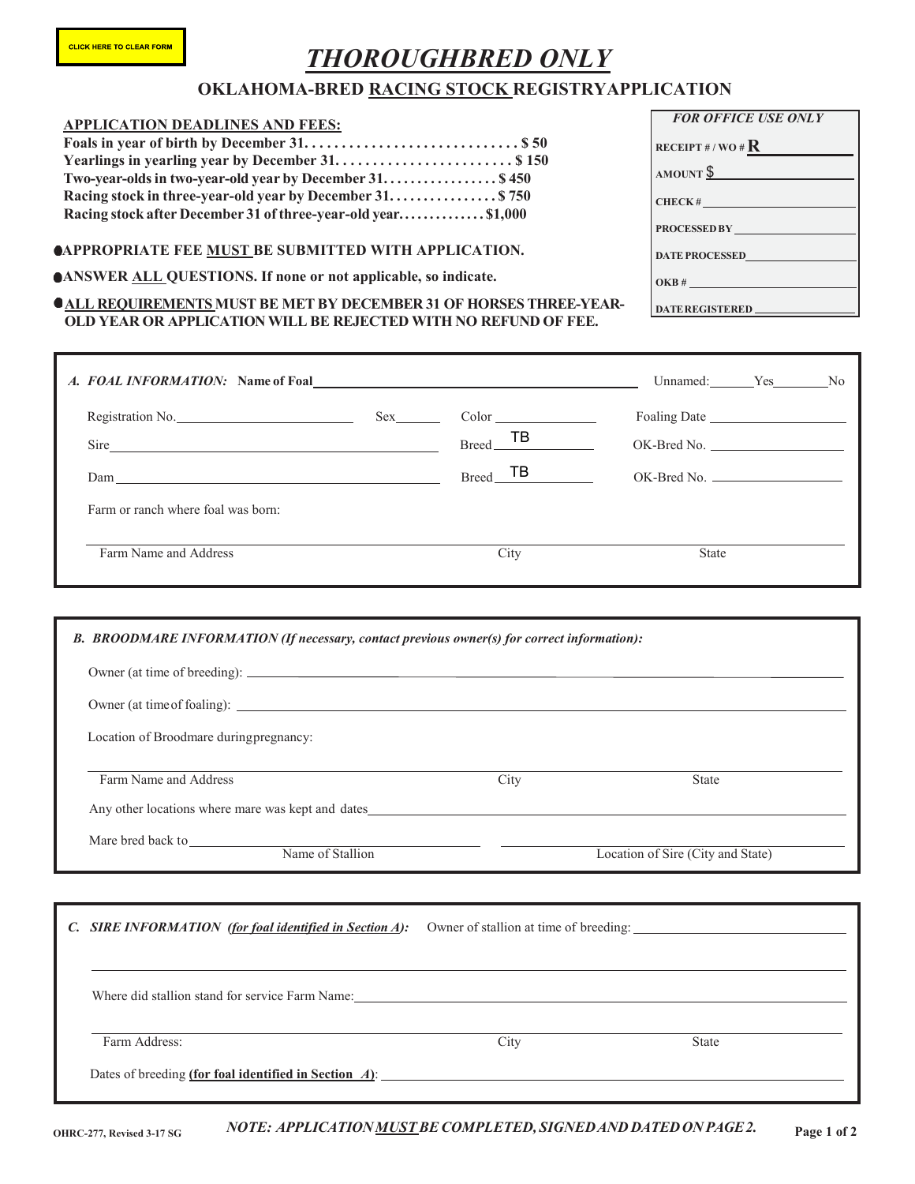CLICK HERE TO CLEAR FORM

# *THOROUGHBRED ONLY*

## OKLAHOMA-BRED RACING STOCK REGISTRYAPPLICATION

**APPLICATION DEADLINES AND FEES:**

**Foals in year of birth by December 31. . . . . . . . . . . . . . . . . . . . . . . . . . . . . . $ 50**
**Yearlings in yearling year by December 31. . . . . . . . . . . . . . . . . . . . . . . . . $ 150**
**Two-year-olds in two-year-old year by December 31. . . . . . . . . . . . . . . . . $ 450**
**Racing stock in three-year-old year by December 31. . . . . . . . . . . . . . . . $ 750**
**Racing stock after December 31 of three-year-old year. . . . . . . . . . . . . $1,000**

- **APPROPRIATE FEE MUST BE SUBMITTED WITH APPLICATION.**
- **ANSWER ALL QUESTIONS. If none or not applicable, so indicate.**
- **ALL REQUIREMENTS MUST BE MET BY DECEMBER 31 OF HORSES THREE-YEAR-OLD YEAR OR APPLICATION WILL BE REJECTED WITH NO REFUND OF FEE.**

| *FOR OFFICE USE ONLY* |
|---|
| RECEIPT # / WO # R |
| AMOUNT $ |
| CHECK # |
| PROCESSED BY |
| DATE PROCESSED |
| OKB # |
| DATE REGISTERED |

***A. FOAL INFORMATION:*** **Name of Foal** ______________________ Unnamed: ______ Yes ______ No

Registration No. ______________ Sex ______ Color ______________ Foaling Date ______________

Sire ______________________________ Breed TB OK-Bred No. ______________

Dam ______________________________ Breed TB OK-Bred No. ______________

Farm or ranch where foal was born:

Farm Name and Address ______________ City ______________ State ______________

***B. BROODMARE INFORMATION (If necessary, contact previous owner(s) for correct information):***

Owner (at time of breeding): ______________________________

Owner (at time of foaling): ______________________________

Location of Broodmare during pregnancy:

Farm Name and Address ______________ City ______________ State ______________

Any other locations where mare was kept and dates ______________________________

Mare bred back to ______________ (Name of Stallion) ______________ (Location of Sire (City and State))

***C. SIRE INFORMATION (for foal identified in Section A):*** Owner of stallion at time of breeding: ______________________________

Where did stallion stand for service Farm Name: ______________________________

Farm Address: ______________ City ______________ State ______________

Dates of breeding **(for foal identified in Section *A*)**: ______________________________

OHRC-277, Revised 3-17 SG

***NOTE: APPLICATION MUST BE COMPLETED, SIGNED AND DATED ON PAGE 2.***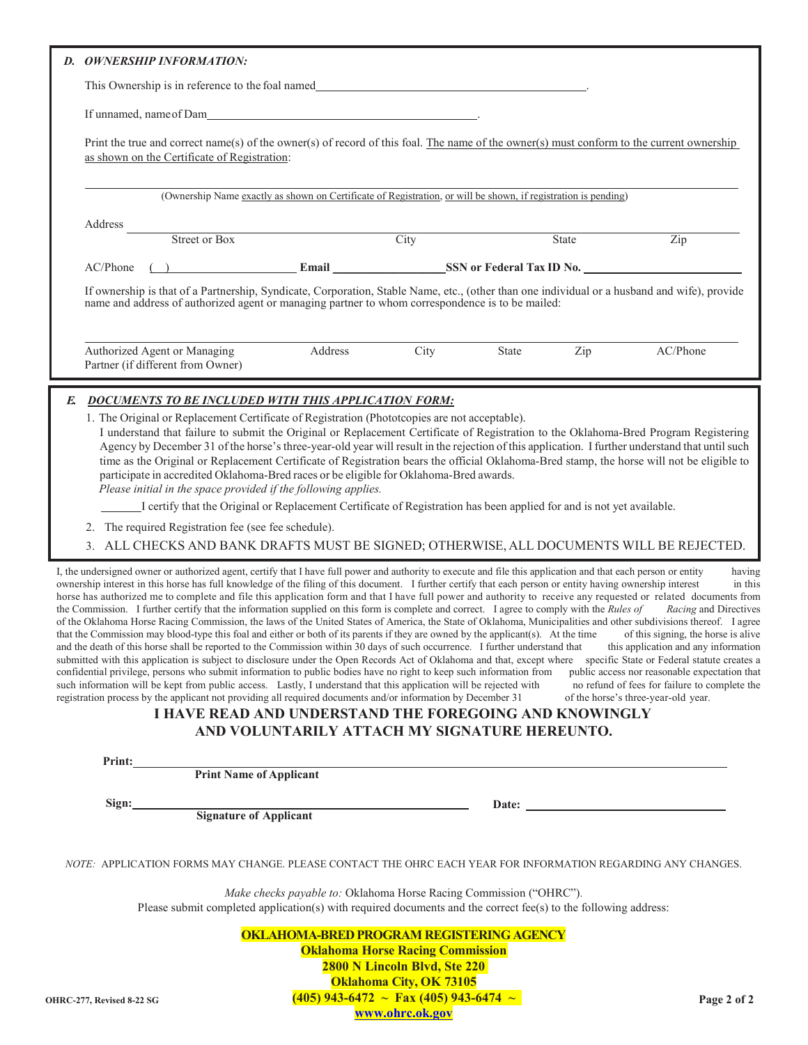## D. *OWNERSHIP INFORMATION:*

This Ownership is in reference to the foal named \_\_\_\_\_\_\_\_\_\_\_\_\_\_\_\_\_\_\_\_\_\_\_\_\_\_\_\_\_\_\_\_\_\_\_\_\_\_\_\_.

If unnamed, name of Dam \_\_\_\_\_\_\_\_\_\_\_\_\_\_\_\_\_\_\_\_\_\_\_\_\_\_\_\_\_\_\_\_\_\_\_\_\_\_\_\_.

Print the true and correct name(s) of the owner(s) of record of this foal. The name of the owner(s) must conform to the current ownership as shown on the Certificate of Registration:

\_\_\_\_\_\_\_\_\_\_\_\_\_\_\_\_\_\_\_\_\_\_\_\_\_\_\_\_\_\_\_\_\_\_\_\_\_\_\_\_\_\_\_\_\_\_\_\_\_\_\_\_\_\_\_\_\_\_\_\_\_\_\_\_\_\_\_\_\_\_\_\_\_\_\_\_\_\_

(Ownership Name exactly as shown on Certificate of Registration, or will be shown, if registration is pending)

Address \_\_\_\_\_\_\_\_\_\_\_\_\_\_\_\_\_\_\_\_\_\_\_\_\_\_\_\_\_\_\_\_\_\_\_\_\_\_\_\_\_\_\_\_\_\_\_\_\_\_\_\_\_\_\_\_\_\_\_\_\_\_\_\_\_\_\_\_\_\_

Street or Box | City | State | Zip

AC/Phone ( ) \_\_\_\_\_\_\_\_\_\_\_\_\_\_\_\_ **Email** \_\_\_\_\_\_\_\_\_\_\_\_\_\_\_\_ **SSN or Federal Tax ID No.** \_\_\_\_\_\_\_\_\_\_\_\_\_\_\_\_

If ownership is that of a Partnership, Syndicate, Corporation, Stable Name, etc., (other than one individual or a husband and wife), provide name and address of authorized agent or managing partner to whom correspondence is to be mailed:

\_\_\_\_\_\_\_\_\_\_\_\_\_\_\_\_\_\_\_\_\_\_\_\_\_\_\_\_\_\_\_\_\_\_\_\_\_\_\_\_\_\_\_\_\_\_\_\_\_\_\_\_\_\_\_\_\_\_\_\_\_\_\_\_\_\_\_\_\_\_\_\_\_\_\_\_\_\_

Authorized Agent or Managing Partner (if different from Owner) | Address | City | State | Zip | AC/Phone

## E. *DOCUMENTS TO BE INCLUDED WITH THIS APPLICATION FORM:*

1. The Original or Replacement Certificate of Registration (Phototcopies are not acceptable).
   I understand that failure to submit the Original or Replacement Certificate of Registration to the Oklahoma-Bred Program Registering Agency by December 31 of the horse's three-year-old year will result in the rejection of this application. I further understand that until such time as the Original or Replacement Certificate of Registration bears the official Oklahoma-Bred stamp, the horse will not be eligible to participate in accredited Oklahoma-Bred races or be eligible for Oklahoma-Bred awards.
   *Please initial in the space provided if the following applies.*
   \_\_\_\_\_\_ I certify that the Original or Replacement Certificate of Registration has been applied for and is not yet available.
2. The required Registration fee (see fee schedule).
3. ALL CHECKS AND BANK DRAFTS MUST BE SIGNED; OTHERWISE, ALL DOCUMENTS WILL BE REJECTED.

I, the undersigned owner or authorized agent, certify that I have full power and authority to execute and file this application and that each person or entity having ownership interest in this horse has full knowledge of the filing of this document. I further certify that each person or entity having ownership interest in this horse has authorized me to complete and file this application form and that I have full power and authority to receive any requested or related documents from the Commission. I further certify that the information supplied on this form is complete and correct. I agree to comply with the *Rules of Racing* and Directives of the Oklahoma Horse Racing Commission, the laws of the United States of America, the State of Oklahoma, Municipalities and other subdivisions thereof. I agree that the Commission may blood-type this foal and either or both of its parents if they are owned by the applicant(s). At the time of this signing, the horse is alive and the death of this horse shall be reported to the Commission within 30 days of such occurrence. I further understand that this application and any information submitted with this application is subject to disclosure under the Open Records Act of Oklahoma and that, except where specific State or Federal statute creates a confidential privilege, persons who submit information to public bodies have no right to keep such information from public access nor reasonable expectation that such information will be kept from public access. Lastly, I understand that this application will be rejected with no refund of fees for failure to complete the registration process by the applicant not providing all required documents and/or information by December 31 of the horse's three-year-old year.

**I HAVE READ AND UNDERSTAND THE FOREGOING AND KNOWINGLY AND VOLUNTARILY ATTACH MY SIGNATURE HEREUNTO.**

**Print:** \_\_\_\_\_\_\_\_\_\_\_\_\_\_\_\_\_\_\_\_\_\_\_\_\_\_\_\_\_\_\_\_\_\_\_\_\_\_\_\_\_\_\_\_\_\_\_\_
**Print Name of Applicant**

**Sign:** \_\_\_\_\_\_\_\_\_\_\_\_\_\_\_\_\_\_\_\_\_\_\_\_\_\_\_\_\_\_\_\_ **Date:** \_\_\_\_\_\_\_\_\_\_\_\_\_\_\_\_\_\_\_\_
**Signature of Applicant**

*NOTE:* APPLICATION FORMS MAY CHANGE. PLEASE CONTACT THE OHRC EACH YEAR FOR INFORMATION REGARDING ANY CHANGES.

*Make checks payable to:* Oklahoma Horse Racing Commission ("OHRC").
Please submit completed application(s) with required documents and the correct fee(s) to the following address:

**OKLAHOMA-BRED PROGRAM REGISTERING AGENCY**
**Oklahoma Horse Racing Commission**
**2800 N Lincoln Blvd, Ste 220**
**Oklahoma City, OK 73105**
**(405) 943-6472 ~ Fax (405) 943-6474 ~**
**www.ohrc.ok.gov**

OHRC-277, Revised 8-22 SG